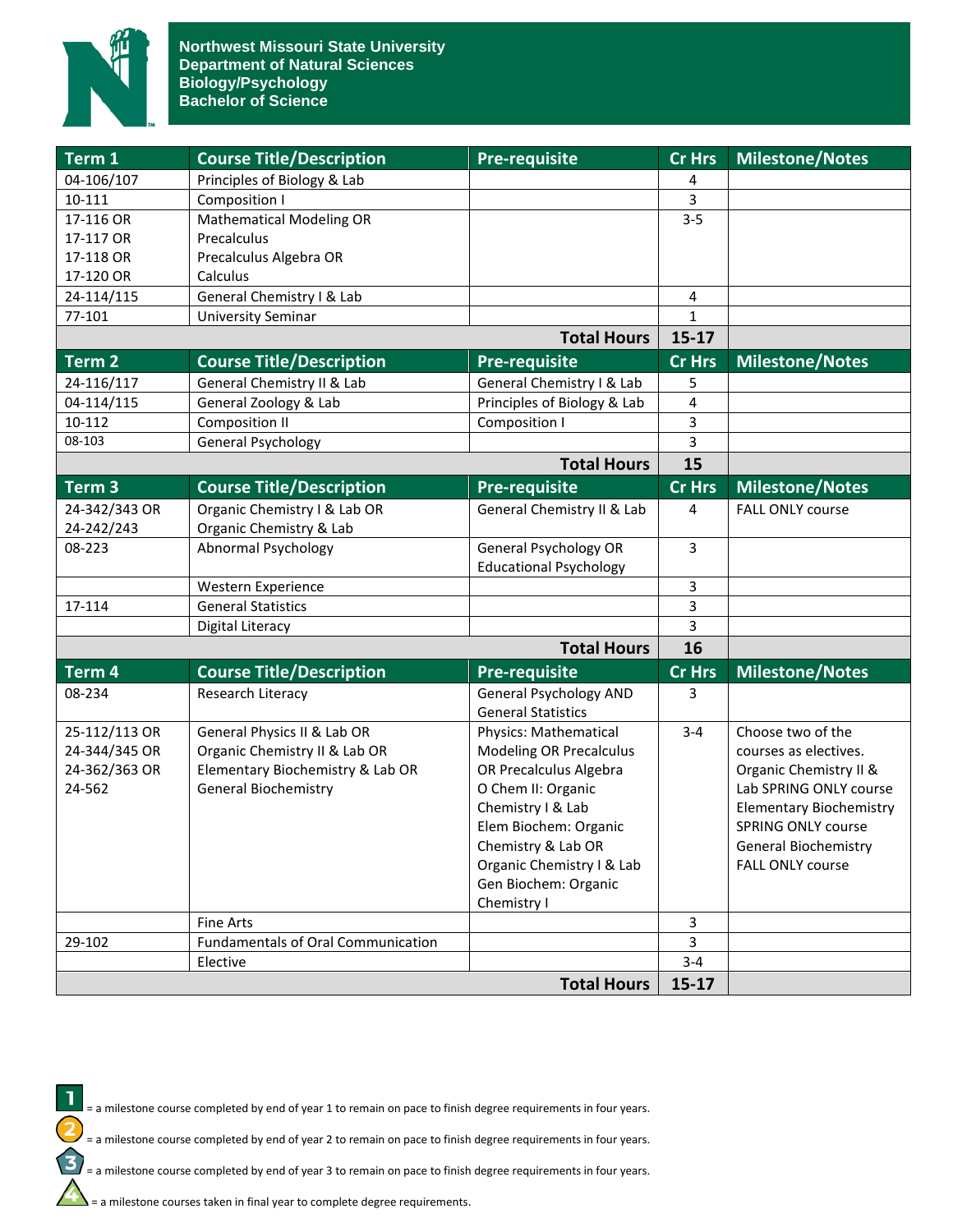# Northwest Missouri State University
## Department of Natural Sciences
## Biology/Psychology
## Bachelor of Science

| Term 1 | Course Title/Description | Pre-requisite | Cr Hrs | Milestone/Notes |
|---|---|---|---|---|
| 04-106/107 | Principles of Biology & Lab | | 4 | |
| 10-111 | Composition I | | 3 | |
| 17-116 OR<br>17-117 OR<br>17-118 OR<br>17-120 OR | Mathematical Modeling OR<br>Precalculus<br>Precalculus Algebra OR<br>Calculus | | 3-5 | |
| 24-114/115 | General Chemistry I & Lab | | 4 | |
| 77-101 | University Seminar | | 1 | |
| | | **Total Hours** | **15-17** | |

| Term 2 | Course Title/Description | Pre-requisite | Cr Hrs | Milestone/Notes |
|---|---|---|---|---|
| 24-116/117 | General Chemistry II & Lab | General Chemistry I & Lab | 5 | |
| 04-114/115 | General Zoology & Lab | Principles of Biology & Lab | 4 | |
| 10-112 | Composition II | Composition I | 3 | |
| 08-103 | General Psychology | | 3 | |
| | | **Total Hours** | **15** | |

| Term 3 | Course Title/Description | Pre-requisite | Cr Hrs | Milestone/Notes |
|---|---|---|---|---|
| 24-342/343 OR<br>24-242/243 | Organic Chemistry I & Lab OR<br>Organic Chemistry & Lab | General Chemistry II & Lab | 4 | FALL ONLY course |
| 08-223 | Abnormal Psychology | General Psychology OR Educational Psychology | 3 | |
| | Western Experience | | 3 | |
| 17-114 | General Statistics | | 3 | |
| | Digital Literacy | | 3 | |
| | | **Total Hours** | **16** | |

| Term 4 | Course Title/Description | Pre-requisite | Cr Hrs | Milestone/Notes |
|---|---|---|---|---|
| 08-234 | Research Literacy | General Psychology AND General Statistics | 3 | |
| 25-112/113 OR<br>24-344/345 OR<br>24-362/363 OR<br>24-562 | General Physics II & Lab OR<br>Organic Chemistry II & Lab OR<br>Elementary Biochemistry & Lab OR<br>General Biochemistry | Physics: Mathematical Modeling OR Precalculus OR Precalculus Algebra<br>O Chem II: Organic Chemistry I & Lab<br>Elem Biochem: Organic Chemistry & Lab OR Organic Chemistry I & Lab<br>Gen Biochem: Organic Chemistry I | 3-4 | Choose two of the courses as electives.<br>Organic Chemistry II & Lab SPRING ONLY course<br>Elementary Biochemistry SPRING ONLY course<br>General Biochemistry FALL ONLY course |
| | Fine Arts | | 3 | |
| 29-102 | Fundamentals of Oral Communication | | 3 | |
| | Elective | | 3-4 | |
| | | **Total Hours** | **15-17** | |

1 = a milestone course completed by end of year 1 to remain on pace to finish degree requirements in four years.

2 = a milestone course completed by end of year 2 to remain on pace to finish degree requirements in four years.

3 = a milestone course completed by end of year 3 to remain on pace to finish degree requirements in four years.

4 = a milestone courses taken in final year to complete degree requirements.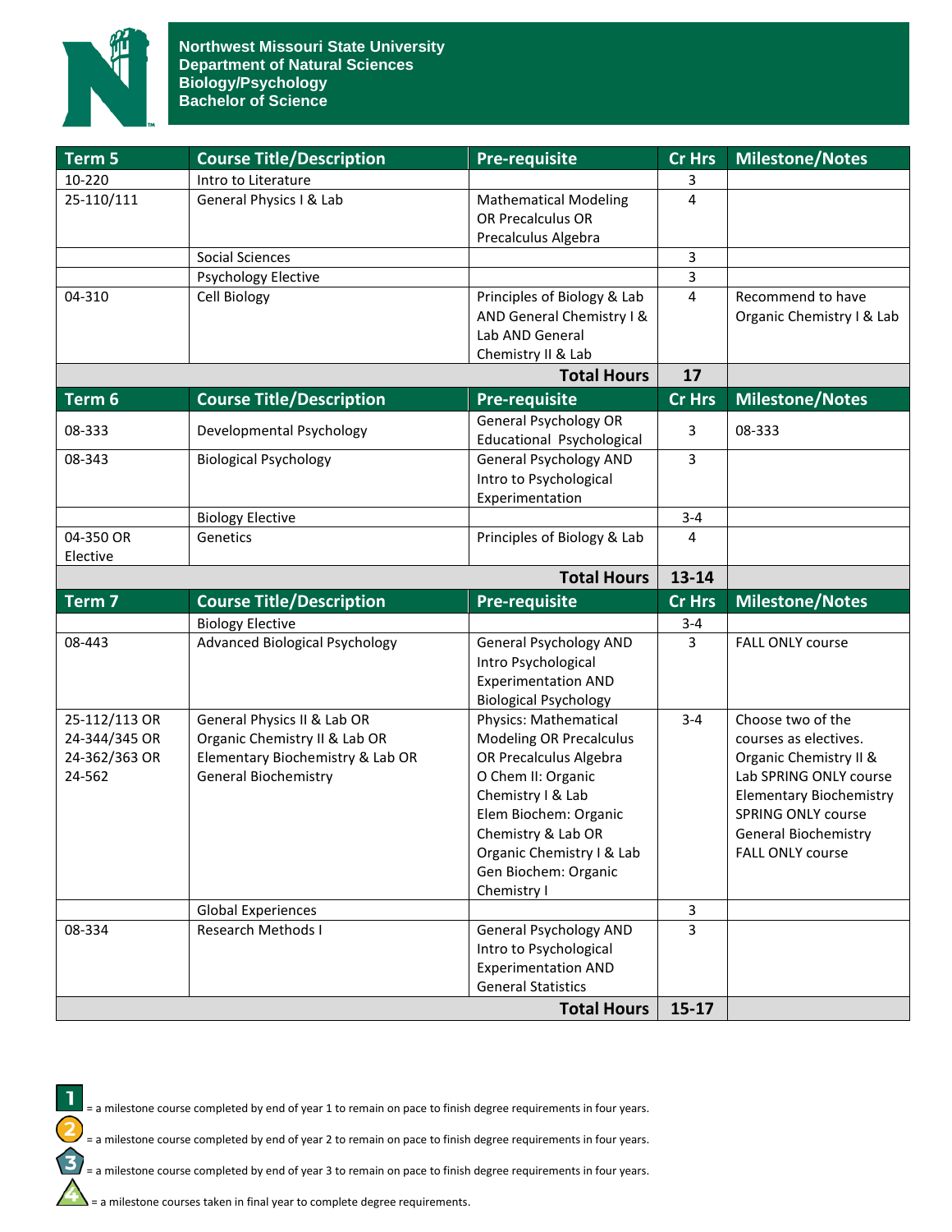**Northwest Missouri State University**
**Department of Natural Sciences**
**Biology/Psychology**
**Bachelor of Science**

| Term 5 | Course Title/Description | Pre-requisite | Cr Hrs | Milestone/Notes |
|---|---|---|---|---|
| 10-220 | Intro to Literature | | 3 | |
| 25-110/111 | General Physics I & Lab | Mathematical Modeling OR Precalculus OR Precalculus Algebra | 4 | |
| | Social Sciences | | 3 | |
| | Psychology Elective | | 3 | |
| 04-310 | Cell Biology | Principles of Biology & Lab AND General Chemistry I & Lab AND General Chemistry II & Lab | 4 | Recommend to have Organic Chemistry I & Lab |
| | | **Total Hours** | **17** | |

| Term 6 | Course Title/Description | Pre-requisite | Cr Hrs | Milestone/Notes |
|---|---|---|---|---|
| 08-333 | Developmental Psychology | General Psychology OR Educational Psychological | 3 | 08-333 |
| 08-343 | Biological Psychology | General Psychology AND Intro to Psychological Experimentation | 3 | |
| | Biology Elective | | 3-4 | |
| 04-350 OR Elective | Genetics | Principles of Biology & Lab | 4 | |
| | | **Total Hours** | **13-14** | |

| Term 7 | Course Title/Description | Pre-requisite | Cr Hrs | Milestone/Notes |
|---|---|---|---|---|
| | Biology Elective | | 3-4 | |
| 08-443 | Advanced Biological Psychology | General Psychology AND Intro Psychological Experimentation AND Biological Psychology | 3 | FALL ONLY course |
| 25-112/113 OR 24-344/345 OR 24-362/363 OR 24-562 | General Physics II & Lab OR Organic Chemistry II & Lab OR Elementary Biochemistry & Lab OR General Biochemistry | Physics: Mathematical Modeling OR Precalculus OR Precalculus Algebra O Chem II: Organic Chemistry I & Lab Elem Biochem: Organic Chemistry & Lab OR Organic Chemistry I & Lab Gen Biochem: Organic Chemistry I | 3-4 | Choose two of the courses as electives. Organic Chemistry II & Lab SPRING ONLY course Elementary Biochemistry SPRING ONLY course General Biochemistry FALL ONLY course |
| | Global Experiences | | 3 | |
| 08-334 | Research Methods I | General Psychology AND Intro to Psychological Experimentation AND General Statistics | 3 | |
| | | **Total Hours** | **15-17** | |

1 = a milestone course completed by end of year 1 to remain on pace to finish degree requirements in four years.

2 = a milestone course completed by end of year 2 to remain on pace to finish degree requirements in four years.

3 = a milestone course completed by end of year 3 to remain on pace to finish degree requirements in four years.

4 = a milestone courses taken in final year to complete degree requirements.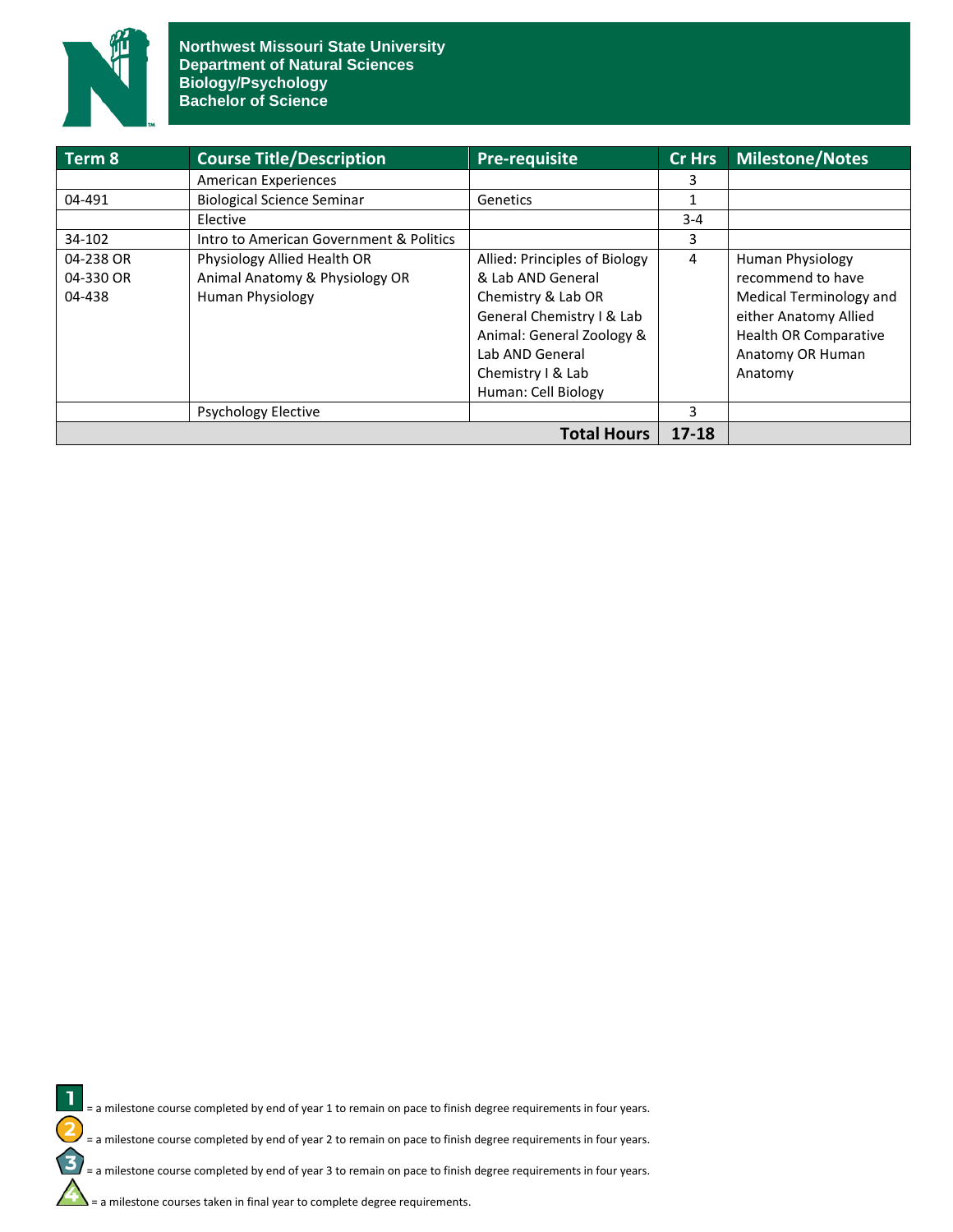**Northwest Missouri State University**
**Department of Natural Sciences**
**Biology/Psychology**
**Bachelor of Science**

| Term 8 | Course Title/Description | Pre-requisite | Cr Hrs | Milestone/Notes |
|---|---|---|---|---|
| | American Experiences | | 3 | |
| 04-491 | Biological Science Seminar | Genetics | 1 | |
| | Elective | | 3-4 | |
| 34-102 | Intro to American Government & Politics | | 3 | |
| 04-238 OR 04-330 OR 04-438 | Physiology Allied Health OR Animal Anatomy & Physiology OR Human Physiology | Allied: Principles of Biology & Lab AND General Chemistry & Lab OR General Chemistry I & Lab Animal: General Zoology & Lab AND General Chemistry I & Lab Human: Cell Biology | 4 | Human Physiology recommend to have Medical Terminology and either Anatomy Allied Health OR Comparative Anatomy OR Human Anatomy |
| | Psychology Elective | | 3 | |
| | | **Total Hours** | **17-18** | |

1 = a milestone course completed by end of year 1 to remain on pace to finish degree requirements in four years.

2 = a milestone course completed by end of year 2 to remain on pace to finish degree requirements in four years.

3 = a milestone course completed by end of year 3 to remain on pace to finish degree requirements in four years.

4 = a milestone courses taken in final year to complete degree requirements.